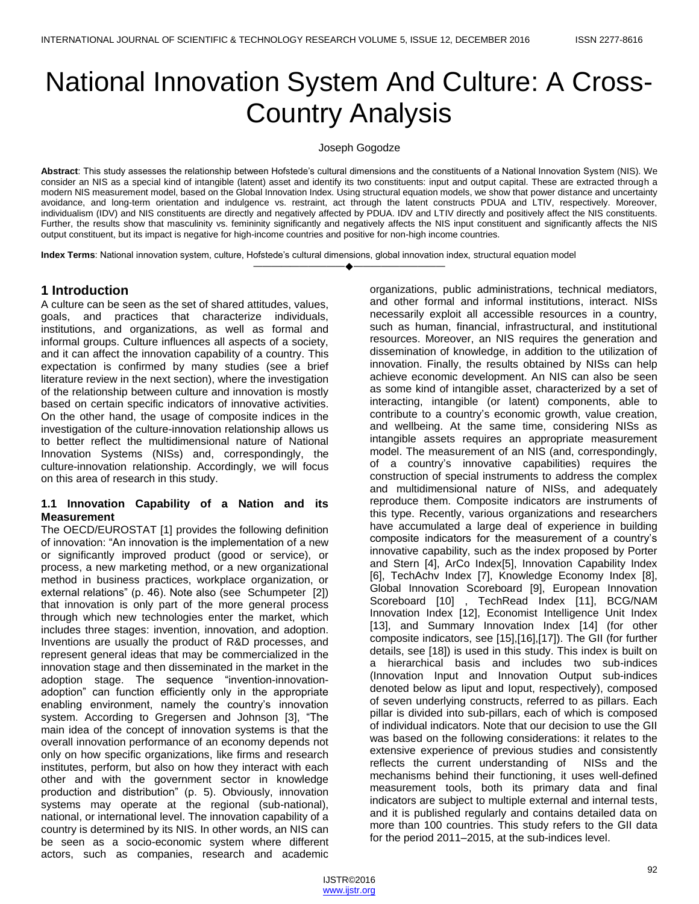# National Innovation System And Culture: A Cross-Country Analysis

Joseph Gogodze

**Abstract**: This study assesses the relationship between Hofstede's cultural dimensions and the constituents of a National Innovation System (NIS). We consider an NIS as a special kind of intangible (latent) asset and identify its two constituents: input and output capital. These are extracted through a modern NIS measurement model, based on the Global Innovation Index. Using structural equation models, we show that power distance and uncertainty avoidance, and long-term orientation and indulgence vs. restraint, act through the latent constructs PDUA and LTIV, respectively. Moreover, individualism (IDV) and NIS constituents are directly and negatively affected by PDUA. IDV and LTIV directly and positively affect the NIS constituents. Further, the results show that masculinity vs. femininity significantly and negatively affects the NIS input constituent and significantly affects the NIS output constituent, but its impact is negative for high-income countries and positive for non-high income countries.

**Index Terms**: National innovation system, culture, Hofstede's cultural dimensions, global innovation index, structural equation model

## 1 Introduction

A culture can be seen as the set of shared attitudes, values, goals, and practices that characterize individuals, institutions, and organizations, as well as formal and informal groups. Culture influences all aspects of a society, and it can affect the innovation capability of a country. This expectation is confirmed by many studies (see a brief literature review in the next section), where the investigation of the relationship between culture and innovation is mostly based on certain specific indicators of innovative activities. On the other hand, the usage of composite indices in the investigation of the culture-innovation relationship allows us to better reflect the multidimensional nature of National Innovation Systems (NISs) and, correspondingly, the culture-innovation relationship. Accordingly, we will focus on this area of research in this study.

### 1.1 Innovation Capability of a Nation and its Measurement

The OECD/EUROSTAT [1] provides the following definition of innovation: "An innovation is the implementation of a new or significantly improved product (good or service), or process, a new marketing method, or a new organizational method in business practices, workplace organization, or external relations" (p. 46). Note also (see Schumpeter [2]) that innovation is only part of the more general process through which new technologies enter the market, which includes three stages: invention, innovation, and adoption. Inventions are usually the product of R&D processes, and represent general ideas that may be commercialized in the innovation stage and then disseminated in the market in the adoption stage. The sequence "invention-innovation-adoption" can function efficiently only in the appropriate enabling environment, namely the country's innovation system. According to Gregersen and Johnson [3], "The main idea of the concept of innovation systems is that the overall innovation performance of an economy depends not only on how specific organizations, like firms and research institutes, perform, but also on how they interact with each other and with the government sector in knowledge production and distribution" (p. 5). Obviously, innovation systems may operate at the regional (sub-national), national, or international level. The innovation capability of a country is determined by its NIS. In other words, an NIS can be seen as a socio-economic system where different actors, such as companies, research and academic organizations, public administrations, technical mediators, and other formal and informal institutions, interact. NISs necessarily exploit all accessible resources in a country, such as human, financial, infrastructural, and institutional resources. Moreover, an NIS requires the generation and dissemination of knowledge, in addition to the utilization of innovation. Finally, the results obtained by NISs can help achieve economic development. An NIS can also be seen as some kind of intangible asset, characterized by a set of interacting, intangible (or latent) components, able to contribute to a country's economic growth, value creation, and wellbeing. At the same time, considering NISs as intangible assets requires an appropriate measurement model. The measurement of an NIS (and, correspondingly, of a country's innovative capabilities) requires the construction of special instruments to address the complex and multidimensional nature of NISs, and adequately reproduce them. Composite indicators are instruments of this type. Recently, various organizations and researchers have accumulated a large deal of experience in building composite indicators for the measurement of a country's innovative capability, such as the index proposed by Porter and Stern [4], ArCo Index[5], Innovation Capability Index [6], TechAchv Index [7], Knowledge Economy Index [8], Global Innovation Scoreboard [9], European Innovation Scoreboard [10] , TechRead Index [11], BCG/NAM Innovation Index [12], Economist Intelligence Unit Index [13], and Summary Innovation Index [14] (for other composite indicators, see [15],[16],[17]). The GII (for further details, see [18]) is used in this study. This index is built on a hierarchical basis and includes two sub-indices (Innovation Input and Innovation Output sub-indices denoted below as Iiput and Ioput, respectively), composed of seven underlying constructs, referred to as pillars. Each pillar is divided into sub-pillars, each of which is composed of individual indicators. Note that our decision to use the GII was based on the following considerations: it relates to the extensive experience of previous studies and consistently reflects the current understanding of NISs and the mechanisms behind their functioning, it uses well-defined measurement tools, both its primary data and final indicators are subject to multiple external and internal tests, and it is published regularly and contains detailed data on more than 100 countries. This study refers to the GII data for the period 2011–2015, at the sub-indices level.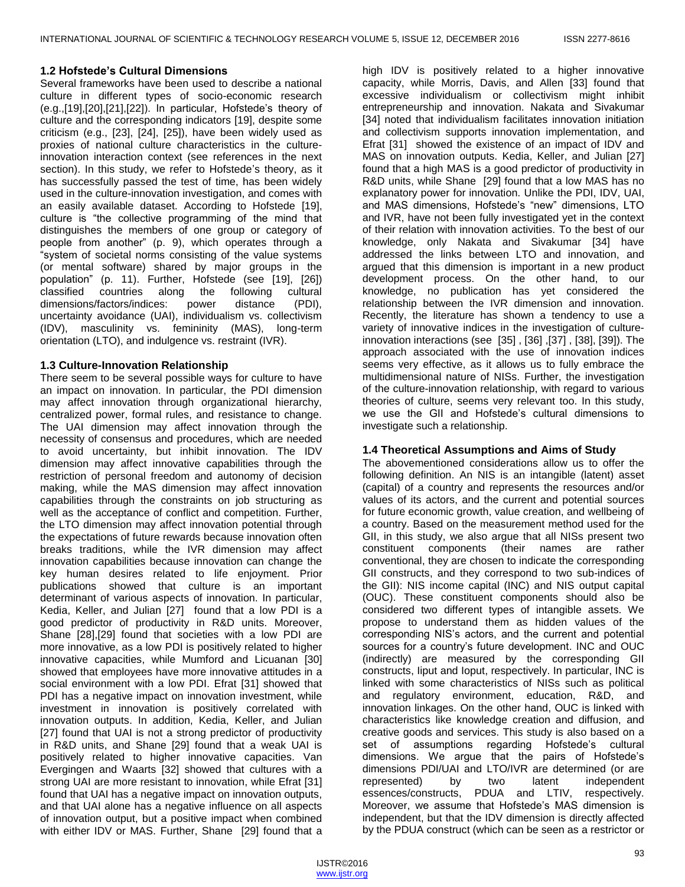### 1.2 Hofstede's Cultural Dimensions

Several frameworks have been used to describe a national culture in different types of socio-economic research (e.g.,[19],[20],[21],[22]). In particular, Hofstede's theory of culture and the corresponding indicators [19], despite some criticism (e.g., [23], [24], [25]), have been widely used as proxies of national culture characteristics in the culture-innovation interaction context (see references in the next section). In this study, we refer to Hofstede's theory, as it has successfully passed the test of time, has been widely used in the culture-innovation investigation, and comes with an easily available dataset. According to Hofstede [19], culture is "the collective programming of the mind that distinguishes the members of one group or category of people from another" (p. 9), which operates through a "system of societal norms consisting of the value systems (or mental software) shared by major groups in the population" (p. 11). Further, Hofstede (see [19], [26]) classified countries along the following cultural dimensions/factors/indices: power distance (PDI), uncertainty avoidance (UAI), individualism vs. collectivism (IDV), masculinity vs. femininity (MAS), long-term orientation (LTO), and indulgence vs. restraint (IVR).

### 1.3 Culture-Innovation Relationship

There seem to be several possible ways for culture to have an impact on innovation. In particular, the PDI dimension may affect innovation through organizational hierarchy, centralized power, formal rules, and resistance to change. The UAI dimension may affect innovation through the necessity of consensus and procedures, which are needed to avoid uncertainty, but inhibit innovation. The IDV dimension may affect innovative capabilities through the restriction of personal freedom and autonomy of decision making, while the MAS dimension may affect innovation capabilities through the constraints on job structuring as well as the acceptance of conflict and competition. Further, the LTO dimension may affect innovation potential through the expectations of future rewards because innovation often breaks traditions, while the IVR dimension may affect innovation capabilities because innovation can change the key human desires related to life enjoyment. Prior publications showed that culture is an important determinant of various aspects of innovation. In particular, Kedia, Keller, and Julian [27] found that a low PDI is a good predictor of productivity in R&D units. Moreover, Shane [28],[29] found that societies with a low PDI are more innovative, as a low PDI is positively related to higher innovative capacities, while Mumford and Licuanan [30] showed that employees have more innovative attitudes in a social environment with a low PDI. Efrat [31] showed that PDI has a negative impact on innovation investment, while investment in innovation is positively correlated with innovation outputs. In addition, Kedia, Keller, and Julian [27] found that UAI is not a strong predictor of productivity in R&D units, and Shane [29] found that a weak UAI is positively related to higher innovative capacities. Van Evergingen and Waarts [32] showed that cultures with a strong UAI are more resistant to innovation, while Efrat [31] found that UAI has a negative impact on innovation outputs, and that UAI alone has a negative influence on all aspects of innovation output, but a positive impact when combined with either IDV or MAS. Further, Shane [29] found that a high IDV is positively related to a higher innovative capacity, while Morris, Davis, and Allen [33] found that excessive individualism or collectivism might inhibit entrepreneurship and innovation. Nakata and Sivakumar [34] noted that individualism facilitates innovation initiation and collectivism supports innovation implementation, and Efrat [31] showed the existence of an impact of IDV and MAS on innovation outputs. Kedia, Keller, and Julian [27] found that a high MAS is a good predictor of productivity in R&D units, while Shane [29] found that a low MAS has no explanatory power for innovation. Unlike the PDI, IDV, UAI, and MAS dimensions, Hofstede's "new" dimensions, LTO and IVR, have not been fully investigated yet in the context of their relation with innovation activities. To the best of our knowledge, only Nakata and Sivakumar [34] have addressed the links between LTO and innovation, and argued that this dimension is important in a new product development process. On the other hand, to our knowledge, no publication has yet considered the relationship between the IVR dimension and innovation. Recently, the literature has shown a tendency to use a variety of innovative indices in the investigation of culture-innovation interactions (see [35] , [36] ,[37] , [38], [39]). The approach associated with the use of innovation indices seems very effective, as it allows us to fully embrace the multidimensional nature of NISs. Further, the investigation of the culture-innovation relationship, with regard to various theories of culture, seems very relevant too. In this study, we use the GII and Hofstede's cultural dimensions to investigate such a relationship.

### 1.4 Theoretical Assumptions and Aims of Study

The abovementioned considerations allow us to offer the following definition. An NIS is an intangible (latent) asset (capital) of a country and represents the resources and/or values of its actors, and the current and potential sources for future economic growth, value creation, and wellbeing of a country. Based on the measurement method used for the GII, in this study, we also argue that all NISs present two constituent components (their names are rather conventional, they are chosen to indicate the corresponding GII constructs, and they correspond to two sub-indices of the GII): NIS income capital (INC) and NIS output capital (OUC). These constituent components should also be considered two different types of intangible assets. We propose to understand them as hidden values of the corresponding NIS's actors, and the current and potential sources for a country's future development. INC and OUC (indirectly) are measured by the corresponding GII constructs, Iiput and Ioput, respectively. In particular, INC is linked with some characteristics of NISs such as political and regulatory environment, education, R&D, and innovation linkages. On the other hand, OUC is linked with characteristics like knowledge creation and diffusion, and creative goods and services. This study is also based on a set of assumptions regarding Hofstede's cultural dimensions. We argue that the pairs of Hofstede's dimensions PDI/UAI and LTO/IVR are determined (or are represented) by two latent independent essences/constructs, PDUA and LTIV, respectively. Moreover, we assume that Hofstede's MAS dimension is independent, but that the IDV dimension is directly affected by the PDUA construct (which can be seen as a restrictor or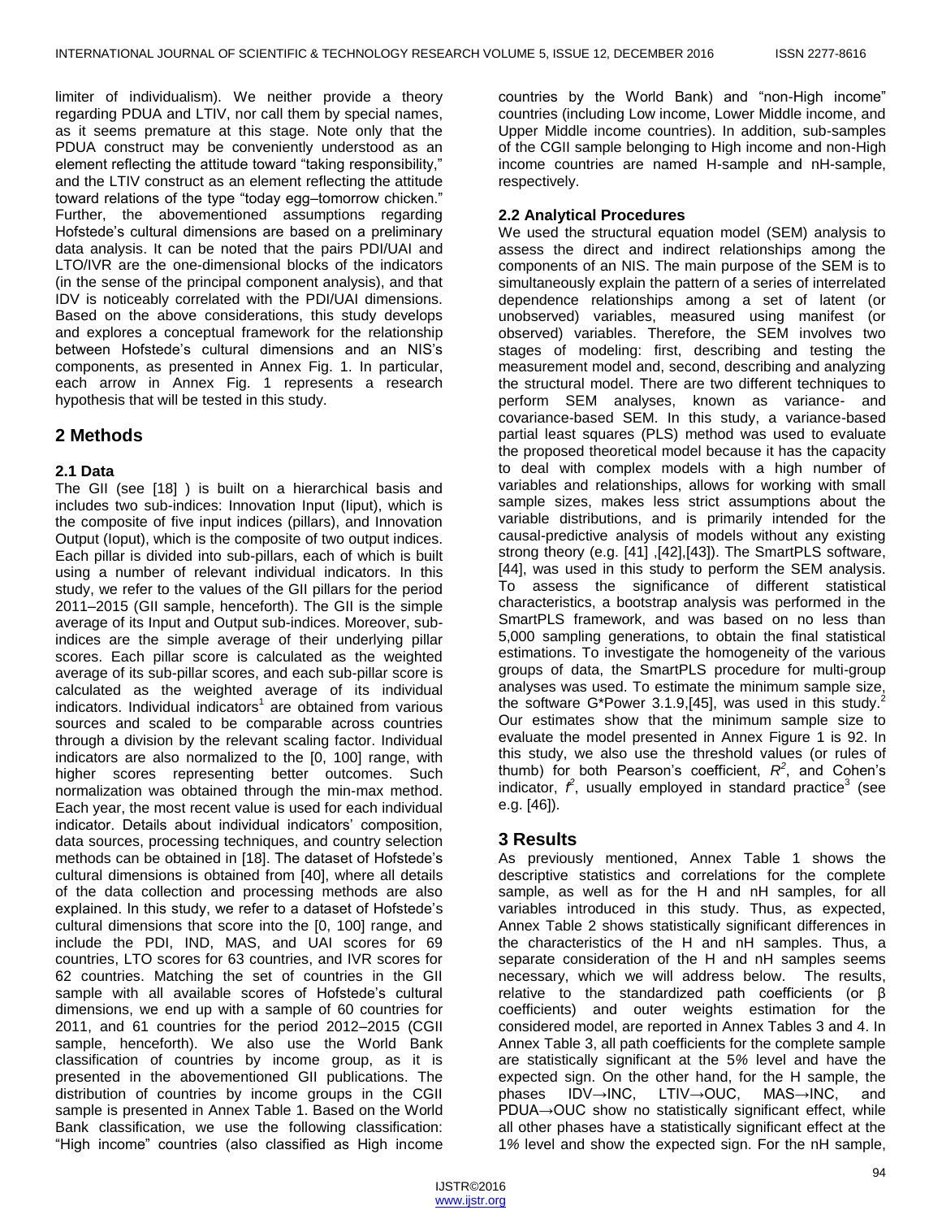limiter of individualism). We neither provide a theory regarding PDUA and LTIV, nor call them by special names, as it seems premature at this stage. Note only that the PDUA construct may be conveniently understood as an element reflecting the attitude toward "taking responsibility," and the LTIV construct as an element reflecting the attitude toward relations of the type "today egg–tomorrow chicken." Further, the abovementioned assumptions regarding Hofstede's cultural dimensions are based on a preliminary data analysis. It can be noted that the pairs PDI/UAI and LTO/IVR are the one-dimensional blocks of the indicators (in the sense of the principal component analysis), and that IDV is noticeably correlated with the PDI/UAI dimensions. Based on the above considerations, this study develops and explores a conceptual framework for the relationship between Hofstede's cultural dimensions and an NIS's components, as presented in Annex Fig. 1. In particular, each arrow in Annex Fig. 1 represents a research hypothesis that will be tested in this study.

## 2 Methods

### 2.1 Data

The GII (see [18] ) is built on a hierarchical basis and includes two sub-indices: Innovation Input (Iput), which is the composite of five input indices (pillars), and Innovation Output (Ioput), which is the composite of two output indices. Each pillar is divided into sub-pillars, each of which is built using a number of relevant individual indicators. In this study, we refer to the values of the GII pillars for the period 2011–2015 (GII sample, henceforth). The GII is the simple average of its Input and Output sub-indices. Moreover, sub-indices are the simple average of their underlying pillar scores. Each pillar score is calculated as the weighted average of its sub-pillar scores, and each sub-pillar score is calculated as the weighted average of its individual indicators. Individual indicators[1] are obtained from various sources and scaled to be comparable across countries through a division by the relevant scaling factor. Individual indicators are also normalized to the [0, 100] range, with higher scores representing better outcomes. Such normalization was obtained through the min-max method. Each year, the most recent value is used for each individual indicator. Details about individual indicators' composition, data sources, processing techniques, and country selection methods can be obtained in [18]. The dataset of Hofstede's cultural dimensions is obtained from [40], where all details of the data collection and processing methods are also explained. In this study, we refer to a dataset of Hofstede's cultural dimensions that score into the [0, 100] range, and include the PDI, IND, MAS, and UAI scores for 69 countries, LTO scores for 63 countries, and IVR scores for 62 countries. Matching the set of countries in the GII sample with all available scores of Hofstede's cultural dimensions, we end up with a sample of 60 countries for 2011, and 61 countries for the period 2012–2015 (CGII sample, henceforth). We also use the World Bank classification of countries by income group, as it is presented in the abovementioned GII publications. The distribution of countries by income groups in the CGII sample is presented in Annex Table 1. Based on the World Bank classification, we use the following classification: "High income" countries (also classified as High income countries by the World Bank) and "non-High income" countries (including Low income, Lower Middle income, and Upper Middle income countries). In addition, sub-samples of the CGII sample belonging to High income and non-High income countries are named H-sample and nH-sample, respectively.

### 2.2 Analytical Procedures

We used the structural equation model (SEM) analysis to assess the direct and indirect relationships among the components of an NIS. The main purpose of the SEM is to simultaneously explain the pattern of a series of interrelated dependence relationships among a set of latent (or unobserved) variables, measured using manifest (or observed) variables. Therefore, the SEM involves two stages of modeling: first, describing and testing the measurement model and, second, describing and analyzing the structural model. There are two different techniques to perform SEM analyses, known as variance- and covariance-based SEM. In this study, a variance-based partial least squares (PLS) method was used to evaluate the proposed theoretical model because it has the capacity to deal with complex models with a high number of variables and relationships, allows for working with small sample sizes, makes less strict assumptions about the variable distributions, and is primarily intended for the causal-predictive analysis of models without any existing strong theory (e.g. [41] ,[42],[43]). The SmartPLS software, [44], was used in this study to perform the SEM analysis. To assess the significance of different statistical characteristics, a bootstrap analysis was performed in the SmartPLS framework, and was based on no less than 5,000 sampling generations, to obtain the final statistical estimations. To investigate the homogeneity of the various groups of data, the SmartPLS procedure for multi-group analyses was used. To estimate the minimum sample size, the software G*Power 3.1.9,[45], was used in this study.[2] Our estimates show that the minimum sample size to evaluate the model presented in Annex Figure 1 is 92. In this study, we also use the threshold values (or rules of thumb) for both Pearson's coefficient, $R^2$, and Cohen's indicator, $f^2$, usually employed in standard practice[3] (see e.g. [46]).

## 3 Results

As previously mentioned, Annex Table 1 shows the descriptive statistics and correlations for the complete sample, as well as for the H and nH samples, for all variables introduced in this study. Thus, as expected, Annex Table 2 shows statistically significant differences in the characteristics of the H and nH samples. Thus, a separate consideration of the H and nH samples seems necessary, which we will address below. The results, relative to the standardized path coefficients (or β coefficients) and outer weights estimation for the considered model, are reported in Annex Tables 3 and 4. In Annex Table 3, all path coefficients for the complete sample are statistically significant at the 5% level and have the expected sign. On the other hand, for the H sample, the phases IDV→INC, LTIV→OUC, MAS→INC, and PDUA→OUC show no statistically significant effect, while all other phases have a statistically significant effect at the 1% level and show the expected sign. For the nH sample,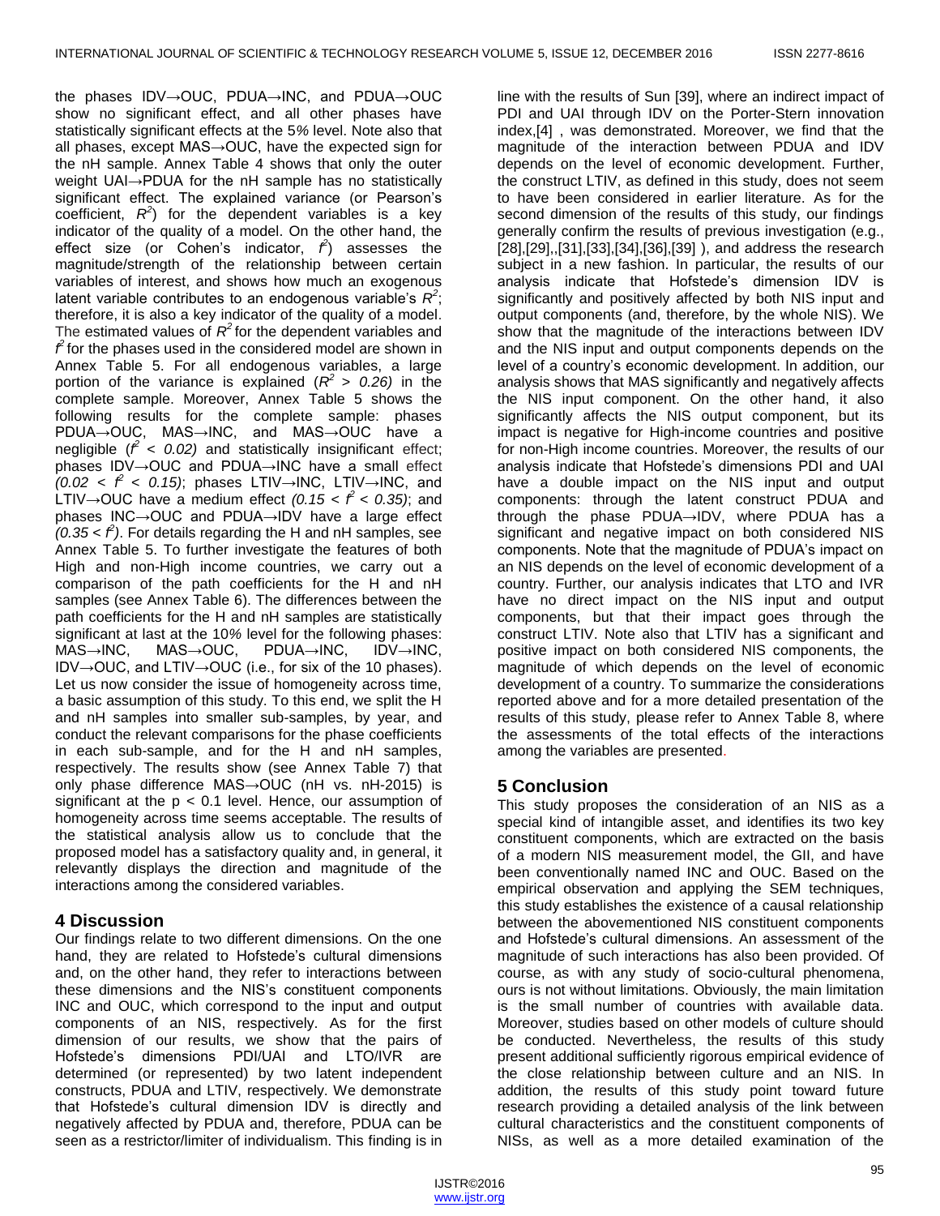the phases IDV→OUC, PDUA→INC, and PDUA→OUC show no significant effect, and all other phases have statistically significant effects at the 5*%* level. Note also that all phases, except MAS→OUC, have the expected sign for the nH sample. Annex Table 4 shows that only the outer weight UAI→PDUA for the nH sample has no statistically significant effect. The explained variance (or Pearson's coefficient, $R^2$) for the dependent variables is a key indicator of the quality of a model. On the other hand, the effect size (or Cohen's indicator, $f^2$) assesses the magnitude/strength of the relationship between certain variables of interest, and shows how much an exogenous latent variable contributes to an endogenous variable's $R^2$; therefore, it is also a key indicator of the quality of a model. The estimated values of $R^2$ for the dependent variables and $f^2$ for the phases used in the considered model are shown in Annex Table 5. For all endogenous variables, a large portion of the variance is explained ($R^2 > 0.26$) in the complete sample. Moreover, Annex Table 5 shows the following results for the complete sample: phases PDUA→OUC, MAS→INC, and MAS→OUC have a negligible ($f^2 < 0.02$) and statistically insignificant effect; phases IDV→OUC and PDUA→INC have a small effect ($0.02 < f^2 < 0.15$); phases LTIV→INC, LTIV→INC, and LTIV→OUC have a medium effect ($0.15 < f^2 < 0.35$); and phases INC→OUC and PDUA→IDV have a large effect ($0.35 < f^2$). For details regarding the H and nH samples, see Annex Table 5. To further investigate the features of both High and non-High income countries, we carry out a comparison of the path coefficients for the H and nH samples (see Annex Table 6). The differences between the path coefficients for the H and nH samples are statistically significant at last at the 10*%* level for the following phases: MAS→INC, MAS→OUC, PDUA→INC, IDV→INC, IDV→OUC, and LTIV→OUC (i.e., for six of the 10 phases). Let us now consider the issue of homogeneity across time, a basic assumption of this study. To this end, we split the H and nH samples into smaller sub-samples, by year, and conduct the relevant comparisons for the phase coefficients in each sub-sample, and for the H and nH samples, respectively. The results show (see Annex Table 7) that only phase difference MAS→OUC (nH vs. nH-2015) is significant at the $p < 0.1$ level. Hence, our assumption of homogeneity across time seems acceptable. The results of the statistical analysis allow us to conclude that the proposed model has a satisfactory quality and, in general, it relevantly displays the direction and magnitude of the interactions among the considered variables.

## 4 Discussion

Our findings relate to two different dimensions. On the one hand, they are related to Hofstede's cultural dimensions and, on the other hand, they refer to interactions between these dimensions and the NIS's constituent components INC and OUC, which correspond to the input and output components of an NIS, respectively. As for the first dimension of our results, we show that the pairs of Hofstede's dimensions PDI/UAI and LTO/IVR are determined (or represented) by two latent independent constructs, PDUA and LTIV, respectively. We demonstrate that Hofstede's cultural dimension IDV is directly and negatively affected by PDUA and, therefore, PDUA can be seen as a restrictor/limiter of individualism. This finding is in line with the results of Sun [39], where an indirect impact of PDI and UAI through IDV on the Porter-Stern innovation index,[4] , was demonstrated. Moreover, we find that the magnitude of the interaction between PDUA and IDV depends on the level of economic development. Further, the construct LTIV, as defined in this study, does not seem to have been considered in earlier literature. As for the second dimension of the results of this study, our findings generally confirm the results of previous investigation (e.g., [28],[29],,[31],[33],[34],[36],[39] ), and address the research subject in a new fashion. In particular, the results of our analysis indicate that Hofstede's dimension IDV is significantly and positively affected by both NIS input and output components (and, therefore, by the whole NIS). We show that the magnitude of the interactions between IDV and the NIS input and output components depends on the level of a country's economic development. In addition, our analysis shows that MAS significantly and negatively affects the NIS input component. On the other hand, it also significantly affects the NIS output component, but its impact is negative for High-income countries and positive for non-High income countries. Moreover, the results of our analysis indicate that Hofstede's dimensions PDI and UAI have a double impact on the NIS input and output components: through the latent construct PDUA and through the phase PDUA→IDV, where PDUA has a significant and negative impact on both considered NIS components. Note that the magnitude of PDUA's impact on an NIS depends on the level of economic development of a country. Further, our analysis indicates that LTO and IVR have no direct impact on the NIS input and output components, but that their impact goes through the construct LTIV. Note also that LTIV has a significant and positive impact on both considered NIS components, the magnitude of which depends on the level of economic development of a country. To summarize the considerations reported above and for a more detailed presentation of the results of this study, please refer to Annex Table 8, where the assessments of the total effects of the interactions among the variables are presented.

## 5 Conclusion

This study proposes the consideration of an NIS as a special kind of intangible asset, and identifies its two key constituent components, which are extracted on the basis of a modern NIS measurement model, the GII, and have been conventionally named INC and OUC. Based on the empirical observation and applying the SEM techniques, this study establishes the existence of a causal relationship between the abovementioned NIS constituent components and Hofstede's cultural dimensions. An assessment of the magnitude of such interactions has also been provided. Of course, as with any study of socio-cultural phenomena, ours is not without limitations. Obviously, the main limitation is the small number of countries with available data. Moreover, studies based on other models of culture should be conducted. Nevertheless, the results of this study present additional sufficiently rigorous empirical evidence of the close relationship between culture and an NIS. In addition, the results of this study point toward future research providing a detailed analysis of the link between cultural characteristics and the constituent components of NISs, as well as a more detailed examination of the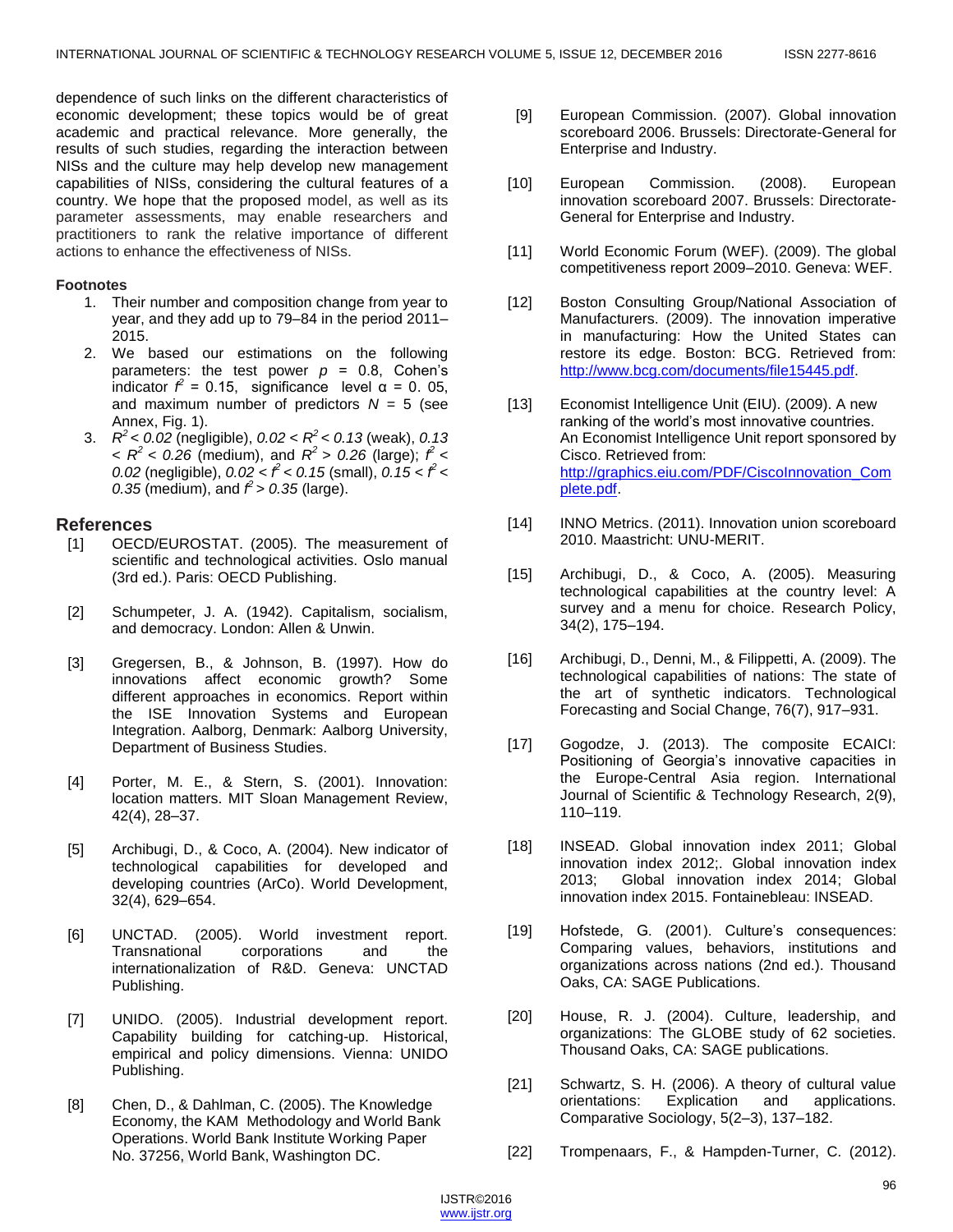dependence of such links on the different characteristics of economic development; these topics would be of great academic and practical relevance. More generally, the results of such studies, regarding the interaction between NISs and the culture may help develop new management capabilities of NISs, considering the cultural features of a country. We hope that the proposed model, as well as its parameter assessments, may enable researchers and practitioners to rank the relative importance of different actions to enhance the effectiveness of NISs.

**Footnotes**

1. Their number and composition change from year to year, and they add up to 79–84 in the period 2011–2015.
2. We based our estimations on the following parameters: the test power $p$ = 0.8, Cohen's indicator $f^2$ = 0.15, significance level α = 0. 05, and maximum number of predictors $N$ = 5 (see Annex, Fig. 1).
3. $R^2 < 0.02$ (negligible), $0.02 < R^2 < 0.13$ (weak), $0.13 < R^2 < 0.26$ (medium), and $R^2 > 0.26$ (large); $f^2 < 0.02$ (negligible), $0.02 < f^2 < 0.15$ (small), $0.15 < f^2 < 0.35$ (medium), and $f^2 > 0.35$ (large).

## References

[1] OECD/EUROSTAT. (2005). The measurement of scientific and technological activities. Oslo manual (3rd ed.). Paris: OECD Publishing.

[2] Schumpeter, J. A. (1942). Capitalism, socialism, and democracy. London: Allen & Unwin.

[3] Gregersen, B., & Johnson, B. (1997). How do innovations affect economic growth? Some different approaches in economics. Report within the ISE Innovation Systems and European Integration. Aalborg, Denmark: Aalborg University, Department of Business Studies.

[4] Porter, M. E., & Stern, S. (2001). Innovation: location matters. MIT Sloan Management Review, 42(4), 28–37.

[5] Archibugi, D., & Coco, A. (2004). New indicator of technological capabilities for developed and developing countries (ArCo). World Development, 32(4), 629–654.

[6] UNCTAD. (2005). World investment report. Transnational corporations and the internationalization of R&D. Geneva: UNCTAD Publishing.

[7] UNIDO. (2005). Industrial development report. Capability building for catching-up. Historical, empirical and policy dimensions. Vienna: UNIDO Publishing.

[8] Chen, D., & Dahlman, C. (2005). The Knowledge Economy, the KAM Methodology and World Bank Operations. World Bank Institute Working Paper No. 37256, World Bank, Washington DC.

[9] European Commission. (2007). Global innovation scoreboard 2006. Brussels: Directorate-General for Enterprise and Industry.

[10] European Commission. (2008). European innovation scoreboard 2007. Brussels: Directorate-General for Enterprise and Industry.

[11] World Economic Forum (WEF). (2009). The global competitiveness report 2009–2010. Geneva: WEF.

[12] Boston Consulting Group/National Association of Manufacturers. (2009). The innovation imperative in manufacturing: How the United States can restore its edge. Boston: BCG. Retrieved from: http://www.bcg.com/documents/file15445.pdf.

[13] Economist Intelligence Unit (EIU). (2009). A new ranking of the world's most innovative countries. An Economist Intelligence Unit report sponsored by Cisco. Retrieved from: http://graphics.eiu.com/PDF/CiscoInnovation_Complete.pdf.

[14] INNO Metrics. (2011). Innovation union scoreboard 2010. Maastricht: UNU-MERIT.

[15] Archibugi, D., & Coco, A. (2005). Measuring technological capabilities at the country level: A survey and a menu for choice. Research Policy, 34(2), 175–194.

[16] Archibugi, D., Denni, M., & Filippetti, A. (2009). The technological capabilities of nations: The state of the art of synthetic indicators. Technological Forecasting and Social Change, 76(7), 917–931.

[17] Gogodze, J. (2013). The composite ECAICI: Positioning of Georgia's innovative capacities in the Europe-Central Asia region. International Journal of Scientific & Technology Research, 2(9), 110–119.

[18] INSEAD. Global innovation index 2011; Global innovation index 2012;. Global innovation index 2013; Global innovation index 2014; Global innovation index 2015. Fontainebleau: INSEAD.

[19] Hofstede, G. (2001). Culture's consequences: Comparing values, behaviors, institutions and organizations across nations (2nd ed.). Thousand Oaks, CA: SAGE Publications.

[20] House, R. J. (2004). Culture, leadership, and organizations: The GLOBE study of 62 societies. Thousand Oaks, CA: SAGE publications.

[21] Schwartz, S. H. (2006). A theory of cultural value orientations: Explication and applications. Comparative Sociology, 5(2–3), 137–182.

[22] Trompenaars, F., & Hampden-Turner, C. (2012).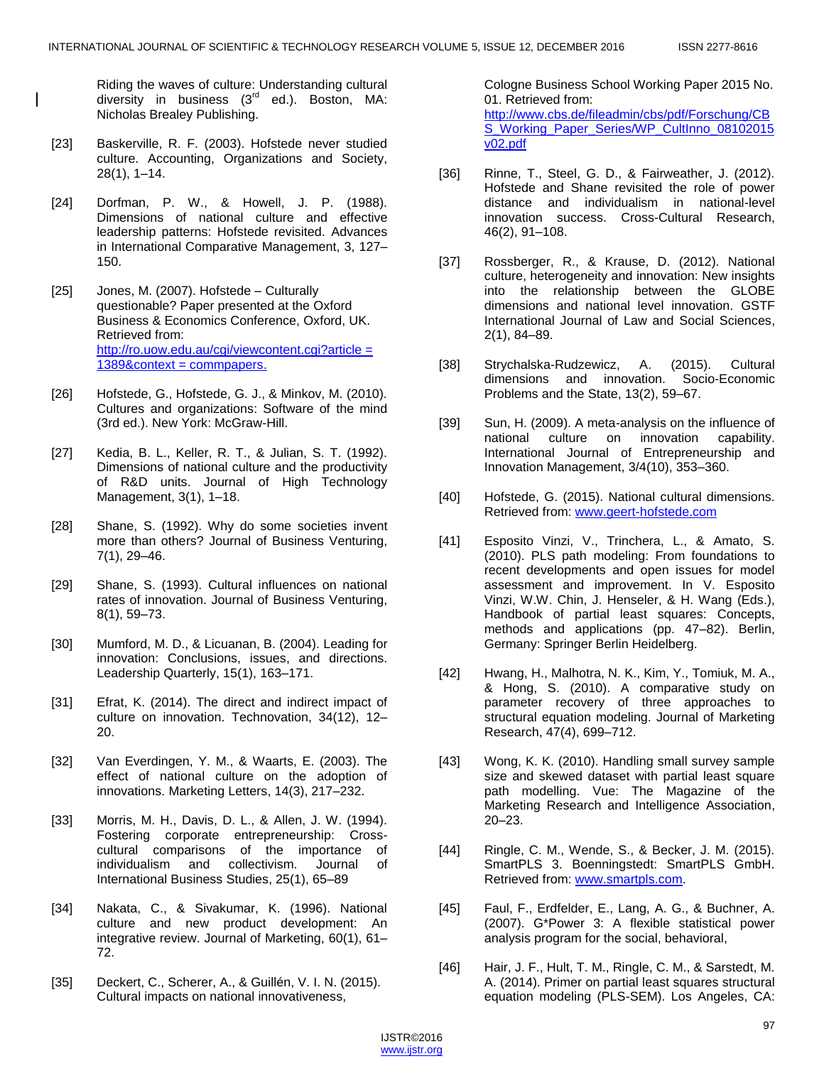Riding the waves of culture: Understanding cultural diversity in business (3rd ed.). Boston, MA: Nicholas Brealey Publishing.

[23] Baskerville, R. F. (2003). Hofstede never studied culture. Accounting, Organizations and Society, 28(1), 1–14.

[24] Dorfman, P. W., & Howell, J. P. (1988). Dimensions of national culture and effective leadership patterns: Hofstede revisited. Advances in International Comparative Management, 3, 127–150.

[25] Jones, M. (2007). Hofstede – Culturally questionable? Paper presented at the Oxford Business & Economics Conference, Oxford, UK. Retrieved from: http://ro.uow.edu.au/cgi/viewcontent.cgi?article = 1389&context = commpapers.

[26] Hofstede, G., Hofstede, G. J., & Minkov, M. (2010). Cultures and organizations: Software of the mind (3rd ed.). New York: McGraw-Hill.

[27] Kedia, B. L., Keller, R. T., & Julian, S. T. (1992). Dimensions of national culture and the productivity of R&D units. Journal of High Technology Management, 3(1), 1–18.

[28] Shane, S. (1992). Why do some societies invent more than others? Journal of Business Venturing, 7(1), 29–46.

[29] Shane, S. (1993). Cultural influences on national rates of innovation. Journal of Business Venturing, 8(1), 59–73.

[30] Mumford, M. D., & Licuanan, B. (2004). Leading for innovation: Conclusions, issues, and directions. Leadership Quarterly, 15(1), 163–171.

[31] Efrat, K. (2014). The direct and indirect impact of culture on innovation. Technovation, 34(12), 12–20.

[32] Van Everdingen, Y. M., & Waarts, E. (2003). The effect of national culture on the adoption of innovations. Marketing Letters, 14(3), 217–232.

[33] Morris, M. H., Davis, D. L., & Allen, J. W. (1994). Fostering corporate entrepreneurship: Cross-cultural comparisons of the importance of individualism and collectivism. Journal of International Business Studies, 25(1), 65–89

[34] Nakata, C., & Sivakumar, K. (1996). National culture and new product development: An integrative review. Journal of Marketing, 60(1), 61–72.

[35] Deckert, C., Scherer, A., & Guillén, V. I. N. (2015). Cultural impacts on national innovativeness, Cologne Business School Working Paper 2015 No. 01. Retrieved from: http://www.cbs.de/fileadmin/cbs/pdf/Forschung/CBS_Working_Paper_Series/WP_CultInno_08102015v02.pdf

[36] Rinne, T., Steel, G. D., & Fairweather, J. (2012). Hofstede and Shane revisited the role of power distance and individualism in national-level innovation success. Cross-Cultural Research, 46(2), 91–108.

[37] Rossberger, R., & Krause, D. (2012). National culture, heterogeneity and innovation: New insights into the relationship between the GLOBE dimensions and national level innovation. GSTF International Journal of Law and Social Sciences, 2(1), 84–89.

[38] Strychalska-Rudzewicz, A. (2015). Cultural dimensions and innovation. Socio-Economic Problems and the State, 13(2), 59–67.

[39] Sun, H. (2009). A meta-analysis on the influence of national culture on innovation capability. International Journal of Entrepreneurship and Innovation Management, 3/4(10), 353–360.

[40] Hofstede, G. (2015). National cultural dimensions. Retrieved from: www.geert-hofstede.com

[41] Esposito Vinzi, V., Trinchera, L., & Amato, S. (2010). PLS path modeling: From foundations to recent developments and open issues for model assessment and improvement. In V. Esposito Vinzi, W.W. Chin, J. Henseler, & H. Wang (Eds.), Handbook of partial least squares: Concepts, methods and applications (pp. 47–82). Berlin, Germany: Springer Berlin Heidelberg.

[42] Hwang, H., Malhotra, N. K., Kim, Y., Tomiuk, M. A., & Hong, S. (2010). A comparative study on parameter recovery of three approaches to structural equation modeling. Journal of Marketing Research, 47(4), 699–712.

[43] Wong, K. K. (2010). Handling small survey sample size and skewed dataset with partial least square path modelling. Vue: The Magazine of the Marketing Research and Intelligence Association, 20–23.

[44] Ringle, C. M., Wende, S., & Becker, J. M. (2015). SmartPLS 3. Boenningstedt: SmartPLS GmbH. Retrieved from: www.smartpls.com.

[45] Faul, F., Erdfelder, E., Lang, A. G., & Buchner, A. (2007). G*Power 3: A flexible statistical power analysis program for the social, behavioral,

[46] Hair, J. F., Hult, T. M., Ringle, C. M., & Sarstedt, M. A. (2014). Primer on partial least squares structural equation modeling (PLS-SEM). Los Angeles, CA: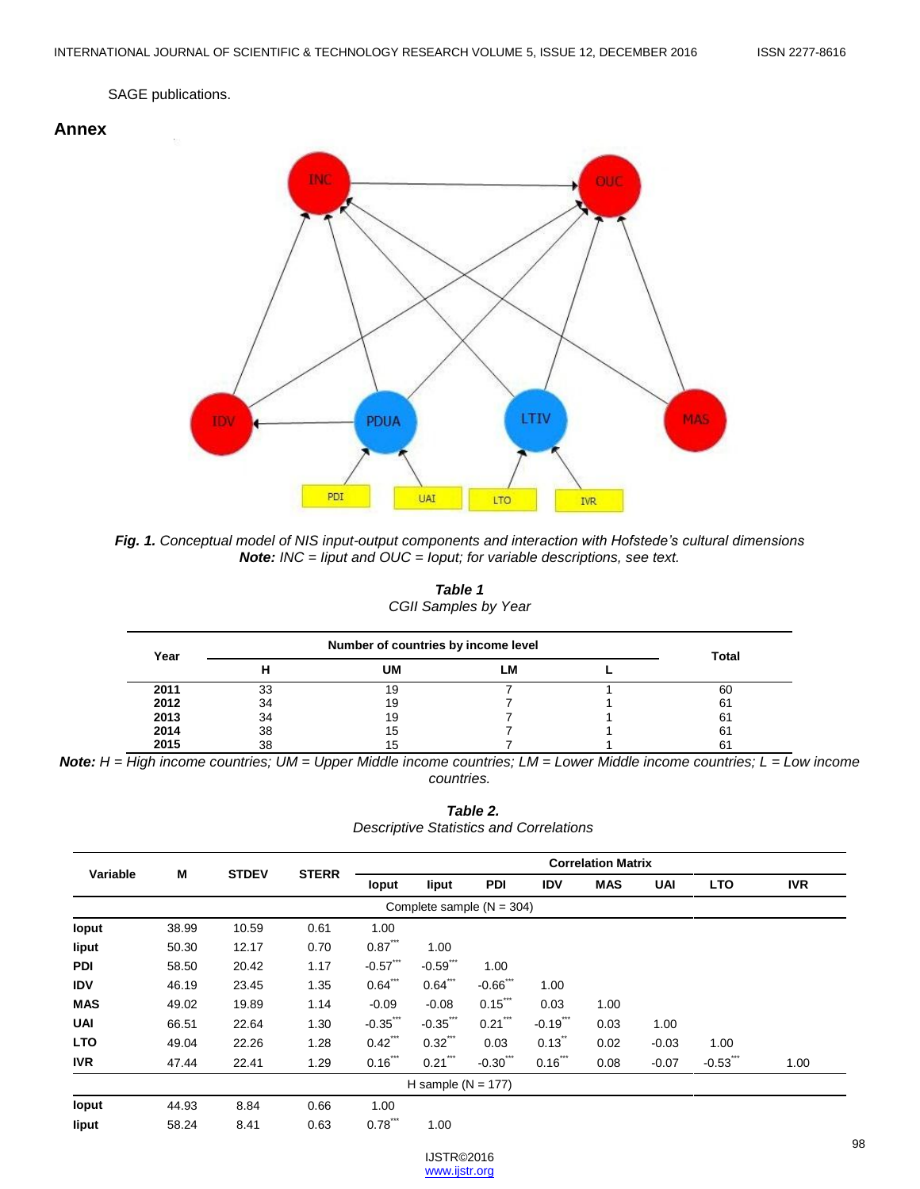SAGE publications.

## Annex

*Fig. 1. Conceptual model of NIS input-output components and interaction with Hofstede's cultural dimensions*
*Note: INC = Iiput and OUC = Ioput; for variable descriptions, see text.*

***Table 1***
*CGII Samples by Year*

| Year | Number of countries by income level | | | | Total |
|---|---|---|---|---|---|
| | H | UM | LM | L | |
| **2011** | 33 | 19 | 7 | 1 | 60 |
| **2012** | 34 | 19 | 7 | 1 | 61 |
| **2013** | 34 | 19 | 7 | 1 | 61 |
| **2014** | 38 | 15 | 7 | 1 | 61 |
| **2015** | 38 | 15 | 7 | 1 | 61 |

***Note:*** *H = High income countries; UM = Upper Middle income countries; LM = Lower Middle income countries; L = Low income countries.*

***Table 2.***
*Descriptive Statistics and Correlations*

| Variable | M | STDEV | STERR | Correlation Matrix | | | | | | | |
|---|---|---|---|---|---|---|---|---|---|---|---|
| | | | | Ioput | Iiput | PDI | IDV | MAS | UAI | LTO | IVR |
| | | | | Complete sample (N = 304) | | | | | | | |
| **Ioput** | 38.99 | 10.59 | 0.61 | 1.00 | | | | | | | |
| **Iiput** | 50.30 | 12.17 | 0.70 | 0.87*** | 1.00 | | | | | | |
| **PDI** | 58.50 | 20.42 | 1.17 | -0.57*** | -0.59*** | 1.00 | | | | | |
| **IDV** | 46.19 | 23.45 | 1.35 | 0.64*** | 0.64*** | -0.66*** | 1.00 | | | | |
| **MAS** | 49.02 | 19.89 | 1.14 | -0.09 | -0.08 | 0.15*** | 0.03 | 1.00 | | | |
| **UAI** | 66.51 | 22.64 | 1.30 | -0.35*** | -0.35*** | 0.21*** | -0.19*** | 0.03 | 1.00 | | |
| **LTO** | 49.04 | 22.26 | 1.28 | 0.42*** | 0.32*** | 0.03 | 0.13** | 0.02 | -0.03 | 1.00 | |
| **IVR** | 47.44 | 22.41 | 1.29 | 0.16*** | 0.21*** | -0.30*** | 0.16*** | 0.08 | -0.07 | -0.53*** | 1.00 |
| | | | | H sample (N = 177) | | | | | | | |
| **Ioput** | 44.93 | 8.84 | 0.66 | 1.00 | | | | | | | |
| **Iiput** | 58.24 | 8.41 | 0.63 | 0.78*** | 1.00 | | | | | | |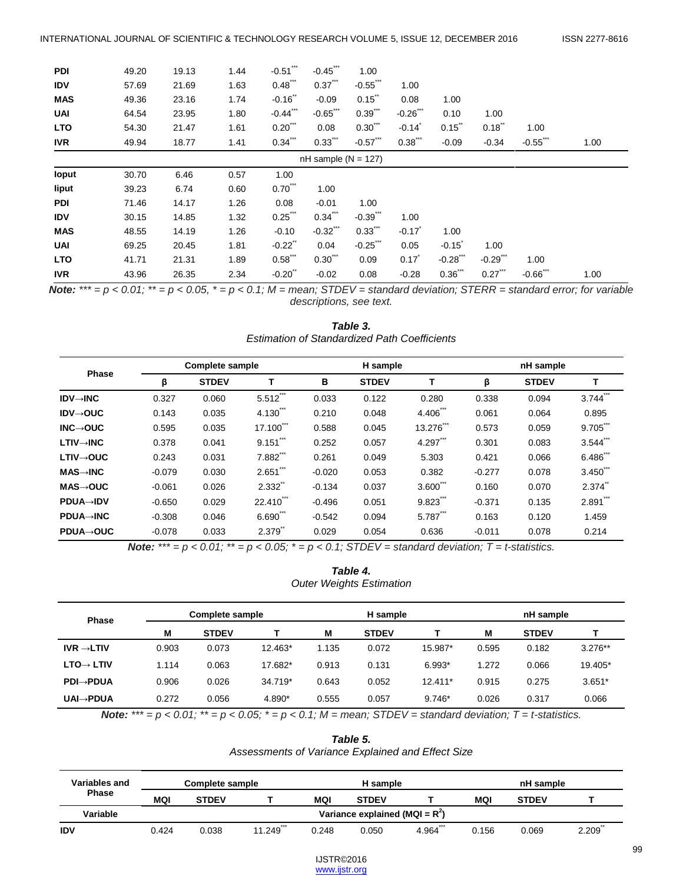| | | | | | | | | | | |
|---|---|---|---|---|---|---|---|---|---|---|
| **PDI** | 49.20 | 19.13 | 1.44 | -0.51*** | -0.45*** | 1.00 | | | | |
| **IDV** | 57.69 | 21.69 | 1.63 | 0.48*** | 0.37*** | -0.55*** | 1.00 | | | |
| **MAS** | 49.36 | 23.16 | 1.74 | -0.16** | -0.09 | 0.15** | 0.08 | 1.00 | | |
| **UAI** | 64.54 | 23.95 | 1.80 | -0.44*** | -0.65*** | 0.39*** | -0.26*** | 0.10 | 1.00 | |
| **LTO** | 54.30 | 21.47 | 1.61 | 0.20*** | 0.08 | 0.30*** | -0.14* | 0.15** | 0.18** | 1.00 |
| **IVR** | 49.94 | 18.77 | 1.41 | 0.34*** | 0.33*** | -0.57*** | 0.38*** | -0.09 | -0.34 | -0.55*** | 1.00 |
| | | | | nH sample (N = 127) | | | | | | |
| **Ioput** | 30.70 | 6.46 | 0.57 | 1.00 | | | | | | |
| **Iiput** | 39.23 | 6.74 | 0.60 | 0.70*** | 1.00 | | | | | |
| **PDI** | 71.46 | 14.17 | 1.26 | 0.08 | -0.01 | 1.00 | | | | |
| **IDV** | 30.15 | 14.85 | 1.32 | 0.25*** | 0.34*** | -0.39*** | 1.00 | | | |
| **MAS** | 48.55 | 14.19 | 1.26 | -0.10 | -0.32*** | 0.33*** | -0.17* | 1.00 | | |
| **UAI** | 69.25 | 20.45 | 1.81 | -0.22** | 0.04 | -0.25*** | 0.05 | -0.15* | 1.00 | |
| **LTO** | 41.71 | 21.31 | 1.89 | 0.58*** | 0.30*** | 0.09 | 0.17* | -0.28*** | -0.29*** | 1.00 |
| **IVR** | 43.96 | 26.35 | 2.34 | -0.20** | -0.02 | 0.08 | -0.28 | 0.36*** | 0.27*** | -0.66*** | 1.00 |

***Note:*** *\*\*\* = p < 0.01; \*\* = p < 0.05, \* = p < 0.1; M = mean; STDEV = standard deviation; STERR = standard error; for variable descriptions, see text.*

***Table 3.***
*Estimation of Standardized Path Coefficients*

| Phase | Complete sample | | | H sample | | | nH sample | | |
|---|---|---|---|---|---|---|---|---|---|
| | β | STDEV | T | B | STDEV | T | β | STDEV | T |
| **IDV→INC** | 0.327 | 0.060 | 5.512*** | 0.033 | 0.122 | 0.280 | 0.338 | 0.094 | 3.744*** |
| **IDV→OUC** | 0.143 | 0.035 | 4.130*** | 0.210 | 0.048 | 4.406*** | 0.061 | 0.064 | 0.895 |
| **INC→OUC** | 0.595 | 0.035 | 17.100*** | 0.588 | 0.045 | 13.276*** | 0.573 | 0.059 | 9.705*** |
| **LTIV→INC** | 0.378 | 0.041 | 9.151*** | 0.252 | 0.057 | 4.297*** | 0.301 | 0.083 | 3.544*** |
| **LTIV→OUC** | 0.243 | 0.031 | 7.882*** | 0.261 | 0.049 | 5.303 | 0.421 | 0.066 | 6.486*** |
| **MAS→INC** | -0.079 | 0.030 | 2.651*** | -0.020 | 0.053 | 0.382 | -0.277 | 0.078 | 3.450*** |
| **MAS→OUC** | -0.061 | 0.026 | 2.332** | -0.134 | 0.037 | 3.600*** | 0.160 | 0.070 | 2.374** |
| **PDUA→IDV** | -0.650 | 0.029 | 22.410*** | -0.496 | 0.051 | 9.823*** | -0.371 | 0.135 | 2.891*** |
| **PDUA→INC** | -0.308 | 0.046 | 6.690*** | -0.542 | 0.094 | 5.787*** | 0.163 | 0.120 | 1.459 |
| **PDUA→OUC** | -0.078 | 0.033 | 2.379** | 0.029 | 0.054 | 0.636 | -0.011 | 0.078 | 0.214 |

***Note:*** *\*\*\* = p < 0.01; \*\* = p < 0.05; \* = p < 0.1; STDEV = standard deviation; T = t-statistics.*

***Table 4.***
*Outer Weights Estimation*

| Phase | Complete sample | | | H sample | | | nH sample | | |
|---|---|---|---|---|---|---|---|---|---|
| | M | STDEV | T | M | STDEV | T | M | STDEV | T |
| **IVR →LTIV** | 0.903 | 0.073 | 12.463* | 1.135 | 0.072 | 15.987* | 0.595 | 0.182 | 3.276** |
| **LTO→ LTIV** | 1.114 | 0.063 | 17.682* | 0.913 | 0.131 | 6.993* | 1.272 | 0.066 | 19.405* |
| **PDI→PDUA** | 0.906 | 0.026 | 34.719* | 0.643 | 0.052 | 12.411* | 0.915 | 0.275 | 3.651* |
| **UAI→PDUA** | 0.272 | 0.056 | 4.890* | 0.555 | 0.057 | 9.746* | 0.026 | 0.317 | 0.066 |

***Note:*** *\*\*\* = p < 0.01; \*\* = p < 0.05; \* = p < 0.1; M = mean; STDEV = standard deviation; T = t-statistics.*

***Table 5.***
*Assessments of Variance Explained and Effect Size*

| Variables and Phase | Complete sample | | | H sample | | | nH sample | | |
|---|---|---|---|---|---|---|---|---|---|
| | MQI | STDEV | T | MQI | STDEV | T | MQI | STDEV | T |
| **Variable** | Variance explained (MQI = $R^2$) | | | | | | | | |
| **IDV** | 0.424 | 0.038 | 11.249*** | 0.248 | 0.050 | 4.964*** | 0.156 | 0.069 | 2.209** |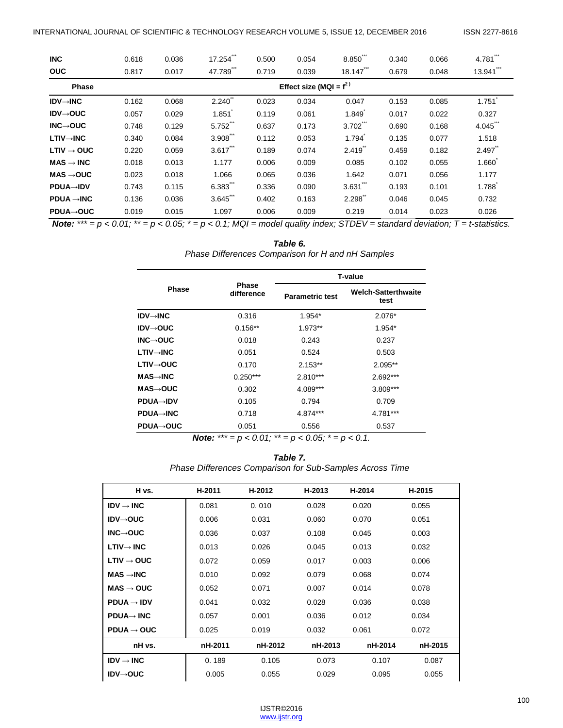| | | | | | | | | | |
|---|---|---|---|---|---|---|---|---|---|
| **INC** | 0.618 | 0.036 | 17.254*** | 0.500 | 0.054 | 8.850*** | 0.340 | 0.066 | 4.781*** |
| **OUC** | 0.817 | 0.017 | 47.789*** | 0.719 | 0.039 | 18.147*** | 0.679 | 0.048 | 13.941*** |
| **Phase** | Effect size (MQI = $f^2$) | | | | | | | | |
| **IDV→INC** | 0.162 | 0.068 | 2.240** | 0.023 | 0.034 | 0.047 | 0.153 | 0.085 | 1.751* |
| **IDV→OUC** | 0.057 | 0.029 | 1.851* | 0.119 | 0.061 | 1.849* | 0.017 | 0.022 | 0.327 |
| **INC→OUC** | 0.748 | 0.129 | 5.752*** | 0.637 | 0.173 | 3.702*** | 0.690 | 0.168 | 4.045*** |
| **LTIV→INC** | 0.340 | 0.084 | 3.908*** | 0.112 | 0.053 | 1.794* | 0.135 | 0.077 | 1.518 |
| **LTIV → OUC** | 0.220 | 0.059 | 3.617*** | 0.189 | 0.074 | 2.419** | 0.459 | 0.182 | 2.497** |
| **MAS → INC** | 0.018 | 0.013 | 1.177 | 0.006 | 0.009 | 0.085 | 0.102 | 0.055 | 1.660* |
| **MAS →OUC** | 0.023 | 0.018 | 1.066 | 0.065 | 0.036 | 1.642 | 0.071 | 0.056 | 1.177 |
| **PDUA→IDV** | 0.743 | 0.115 | 6.383*** | 0.336 | 0.090 | 3.631*** | 0.193 | 0.101 | 1.788* |
| **PDUA →INC** | 0.136 | 0.036 | 3.645*** | 0.402 | 0.163 | 2.298** | 0.046 | 0.045 | 0.732 |
| **PDUA→OUC** | 0.019 | 0.015 | 1.097 | 0.006 | 0.009 | 0.219 | 0.014 | 0.023 | 0.026 |

***Note:*** *\*\*\* = p < 0.01; \*\* = p < 0.05; \* = p < 0.1; MQI = model quality index; STDEV = standard deviation; T = t-statistics.*

***Table 6.***
*Phase Differences Comparison for H and nH Samples*

| Phase | Phase difference | T-value | |
|---|---|---|---|
| | | Parametric test | Welch-Satterthwaite test |
| **IDV→INC** | 0.316 | 1.954* | 2.076* |
| **IDV→OUC** | 0.156** | 1.973** | 1.954* |
| **INC→OUC** | 0.018 | 0.243 | 0.237 |
| **LTIV→INC** | 0.051 | 0.524 | 0.503 |
| **LTIV→OUC** | 0.170 | 2.153** | 2.095** |
| **MAS→INC** | 0.250*** | 2.810*** | 2.692*** |
| **MAS→OUC** | 0.302 | 4.089*** | 3.809*** |
| **PDUA→IDV** | 0.105 | 0.794 | 0.709 |
| **PDUA→INC** | 0.718 | 4.874*** | 4.781*** |
| **PDUA→OUC** | 0.051 | 0.556 | 0.537 |

***Note:*** *\*\*\* = p < 0.01; \*\* = p < 0.05; \* = p < 0.1.*

***Table 7.***
*Phase Differences Comparison for Sub-Samples Across Time*

| H vs. | H-2011 | H-2012 | H-2013 | H-2014 | H-2015 |
|---|---|---|---|---|---|
| **IDV → INC** | 0.081 | 0. 010 | 0.028 | 0.020 | 0.055 |
| **IDV→OUC** | 0.006 | 0.031 | 0.060 | 0.070 | 0.051 |
| **INC→OUC** | 0.036 | 0.037 | 0.108 | 0.045 | 0.003 |
| **LTIV→ INC** | 0.013 | 0.026 | 0.045 | 0.013 | 0.032 |
| **LTIV → OUC** | 0.072 | 0.059 | 0.017 | 0.003 | 0.006 |
| **MAS →INC** | 0.010 | 0.092 | 0.079 | 0.068 | 0.074 |
| **MAS → OUC** | 0.052 | 0.071 | 0.007 | 0.014 | 0.078 |
| **PDUA → IDV** | 0.041 | 0.032 | 0.028 | 0.036 | 0.038 |
| **PDUA→ INC** | 0.057 | 0.001 | 0.036 | 0.012 | 0.034 |
| **PDUA → OUC** | 0.025 | 0.019 | 0.032 | 0.061 | 0.072 |
| **nH vs.** | **nH-2011** | **nH-2012** | **nH-2013** | **nH-2014** | **nH-2015** |
| **IDV → INC** | 0. 189 | 0.105 | 0.073 | 0.107 | 0.087 |
| **IDV→OUC** | 0.005 | 0.055 | 0.029 | 0.095 | 0.055 |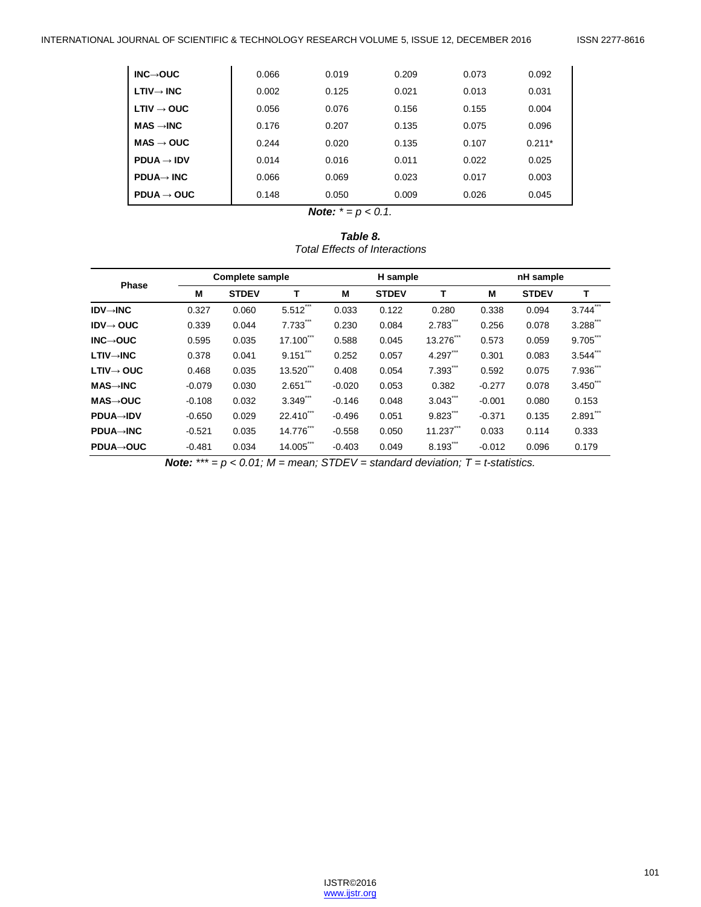| | | | | | |
|---|---|---|---|---|---|
| **INC→OUC** | 0.066 | 0.019 | 0.209 | 0.073 | 0.092 |
| **LTIV→ INC** | 0.002 | 0.125 | 0.021 | 0.013 | 0.031 |
| **LTIV → OUC** | 0.056 | 0.076 | 0.156 | 0.155 | 0.004 |
| **MAS →INC** | 0.176 | 0.207 | 0.135 | 0.075 | 0.096 |
| **MAS → OUC** | 0.244 | 0.020 | 0.135 | 0.107 | 0.211* |
| **PDUA → IDV** | 0.014 | 0.016 | 0.011 | 0.022 | 0.025 |
| **PDUA→ INC** | 0.066 | 0.069 | 0.023 | 0.017 | 0.003 |
| **PDUA → OUC** | 0.148 | 0.050 | 0.009 | 0.026 | 0.045 |

***Note:*** *\* = p < 0.1.*

***Table 8.***
*Total Effects of Interactions*

| Phase | Complete sample | | | H sample | | | nH sample | | |
|---|---|---|---|---|---|---|---|---|---|
| | **M** | **STDEV** | **T** | **M** | **STDEV** | **T** | **M** | **STDEV** | **T** |
| **IDV→INC** | 0.327 | 0.060 | 5.512*** | 0.033 | 0.122 | 0.280 | 0.338 | 0.094 | 3.744*** |
| **IDV→ OUC** | 0.339 | 0.044 | 7.733*** | 0.230 | 0.084 | 2.783*** | 0.256 | 0.078 | 3.288*** |
| **INC→OUC** | 0.595 | 0.035 | 17.100*** | 0.588 | 0.045 | 13.276*** | 0.573 | 0.059 | 9.705*** |
| **LTIV→INC** | 0.378 | 0.041 | 9.151*** | 0.252 | 0.057 | 4.297*** | 0.301 | 0.083 | 3.544*** |
| **LTIV→ OUC** | 0.468 | 0.035 | 13.520*** | 0.408 | 0.054 | 7.393*** | 0.592 | 0.075 | 7.936*** |
| **MAS→INC** | -0.079 | 0.030 | 2.651*** | -0.020 | 0.053 | 0.382 | -0.277 | 0.078 | 3.450*** |
| **MAS→OUC** | -0.108 | 0.032 | 3.349*** | -0.146 | 0.048 | 3.043*** | -0.001 | 0.080 | 0.153 |
| **PDUA→IDV** | -0.650 | 0.029 | 22.410*** | -0.496 | 0.051 | 9.823*** | -0.371 | 0.135 | 2.891*** |
| **PDUA→INC** | -0.521 | 0.035 | 14.776*** | -0.558 | 0.050 | 11.237*** | 0.033 | 0.114 | 0.333 |
| **PDUA→OUC** | -0.481 | 0.034 | 14.005*** | -0.403 | 0.049 | 8.193*** | -0.012 | 0.096 | 0.179 |

***Note:*** *\*\*\* = p < 0.01; M = mean; STDEV = standard deviation; T = t-statistics.*